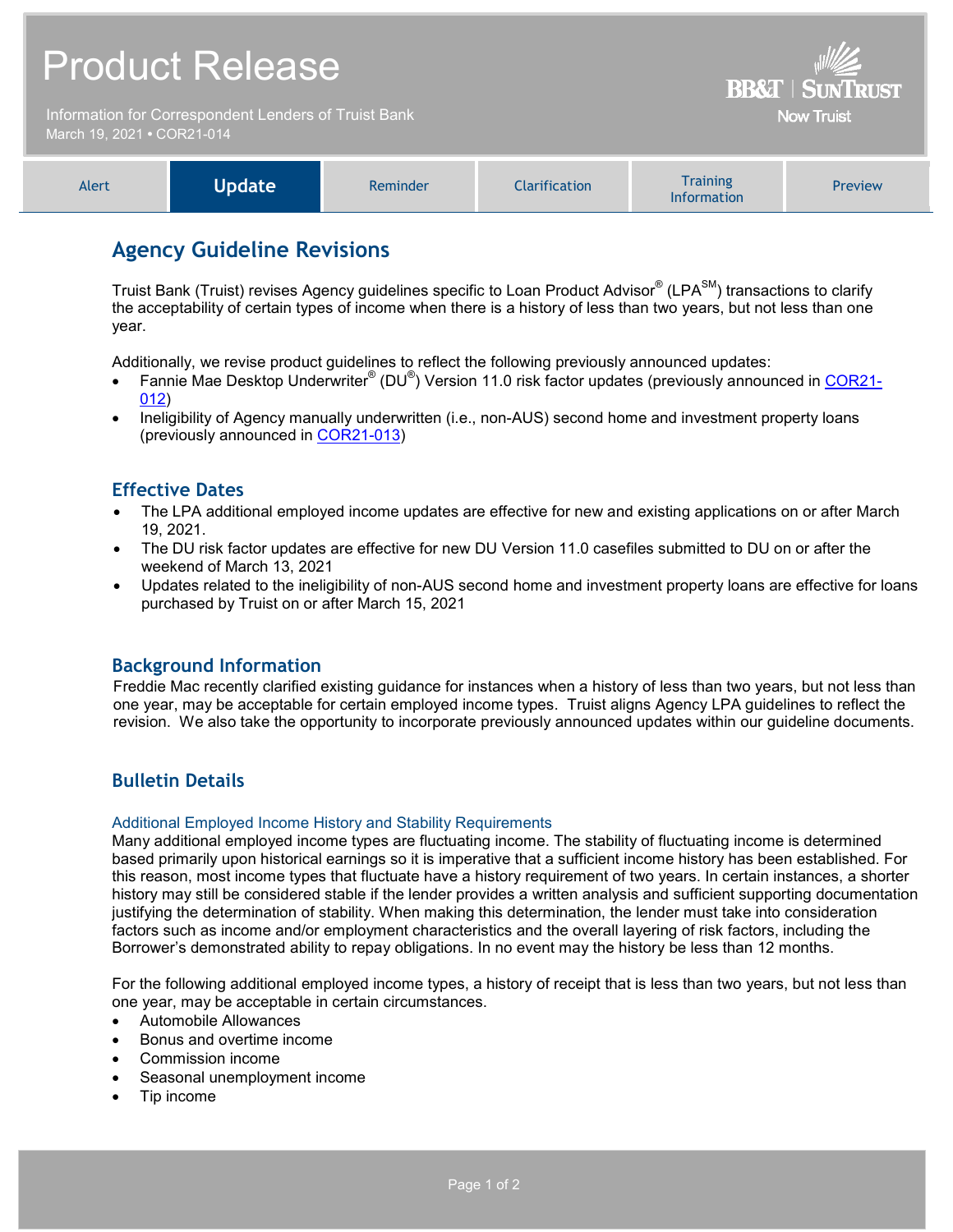# Product Release

Information for Correspondent Lenders of Truist Bank
March 19, 2021 • COR21-014

BB&T | SunTrust
Now Truist

| Alert | **Update** | Reminder | Clarification | Training Information | Preview |
|---|---|---|---|---|---|

## Agency Guideline Revisions

Truist Bank (Truist) revises Agency guidelines specific to Loan Product Advisor® (LPA℠) transactions to clarify the acceptability of certain types of income when there is a history of less than two years, but not less than one year.

Additionally, we revise product guidelines to reflect the following previously announced updates:

- Fannie Mae Desktop Underwriter® (DU®) Version 11.0 risk factor updates (previously announced in COR21-012)
- Ineligibility of Agency manually underwritten (i.e., non-AUS) second home and investment property loans (previously announced in COR21-013)

### Effective Dates

- The LPA additional employed income updates are effective for new and existing applications on or after March 19, 2021.
- The DU risk factor updates are effective for new DU Version 11.0 casefiles submitted to DU on or after the weekend of March 13, 2021
- Updates related to the ineligibility of non-AUS second home and investment property loans are effective for loans purchased by Truist on or after March 15, 2021

### Background Information

Freddie Mac recently clarified existing guidance for instances when a history of less than two years, but not less than one year, may be acceptable for certain employed income types. Truist aligns Agency LPA guidelines to reflect the revision. We also take the opportunity to incorporate previously announced updates within our guideline documents.

### Bulletin Details

#### Additional Employed Income History and Stability Requirements

Many additional employed income types are fluctuating income. The stability of fluctuating income is determined based primarily upon historical earnings so it is imperative that a sufficient income history has been established. For this reason, most income types that fluctuate have a history requirement of two years. In certain instances, a shorter history may still be considered stable if the lender provides a written analysis and sufficient supporting documentation justifying the determination of stability. When making this determination, the lender must take into consideration factors such as income and/or employment characteristics and the overall layering of risk factors, including the Borrower's demonstrated ability to repay obligations. In no event may the history be less than 12 months.

For the following additional employed income types, a history of receipt that is less than two years, but not less than one year, may be acceptable in certain circumstances.

- Automobile Allowances
- Bonus and overtime income
- Commission income
- Seasonal unemployment income
- Tip income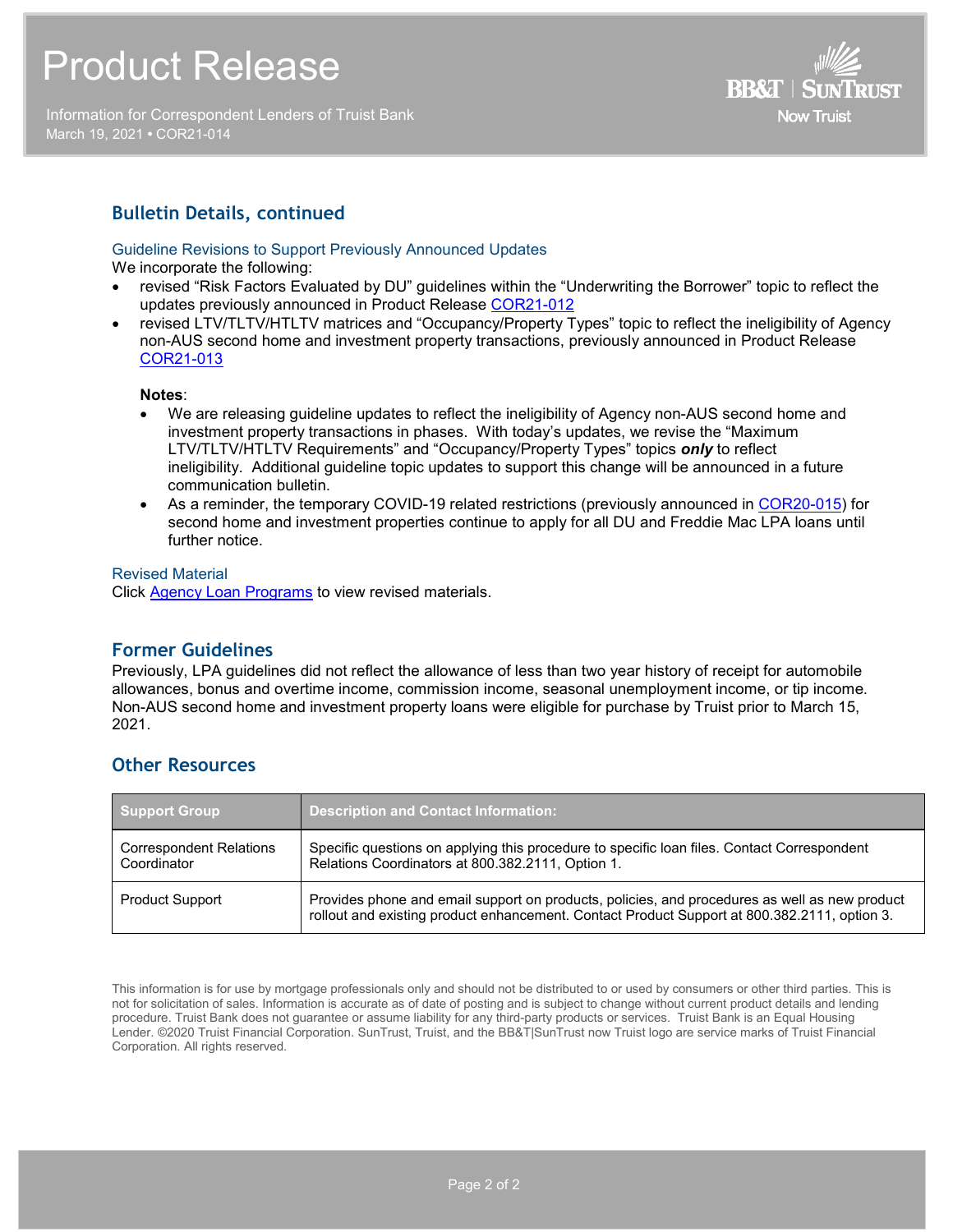## Bulletin Details, continued

### Guideline Revisions to Support Previously Announced Updates

We incorporate the following:

- revised "Risk Factors Evaluated by DU" guidelines within the "Underwriting the Borrower" topic to reflect the updates previously announced in Product Release COR21-012
- revised LTV/TLTV/HTLTV matrices and "Occupancy/Property Types" topic to reflect the ineligibility of Agency non-AUS second home and investment property transactions, previously announced in Product Release COR21-013

**Notes**:

- We are releasing guideline updates to reflect the ineligibility of Agency non-AUS second home and investment property transactions in phases. With today's updates, we revise the "Maximum LTV/TLTV/HTLTV Requirements" and "Occupancy/Property Types" topics ***only*** to reflect ineligibility. Additional guideline topic updates to support this change will be announced in a future communication bulletin.
- As a reminder, the temporary COVID-19 related restrictions (previously announced in COR20-015) for second home and investment properties continue to apply for all DU and Freddie Mac LPA loans until further notice.

### Revised Material

Click Agency Loan Programs to view revised materials.

## Former Guidelines

Previously, LPA guidelines did not reflect the allowance of less than two year history of receipt for automobile allowances, bonus and overtime income, commission income, seasonal unemployment income, or tip income. Non-AUS second home and investment property loans were eligible for purchase by Truist prior to March 15, 2021.

## Other Resources

| Support Group | Description and Contact Information: |
|---|---|
| Correspondent Relations Coordinator | Specific questions on applying this procedure to specific loan files. Contact Correspondent Relations Coordinators at 800.382.2111, Option 1. |
| Product Support | Provides phone and email support on products, policies, and procedures as well as new product rollout and existing product enhancement. Contact Product Support at 800.382.2111, option 3. |

This information is for use by mortgage professionals only and should not be distributed to or used by consumers or other third parties. This is not for solicitation of sales. Information is accurate as of date of posting and is subject to change without current product details and lending procedure. Truist Bank does not guarantee or assume liability for any third-party products or services. Truist Bank is an Equal Housing Lender. ©2020 Truist Financial Corporation. SunTrust, Truist, and the BB&T|SunTrust now Truist logo are service marks of Truist Financial Corporation. All rights reserved.